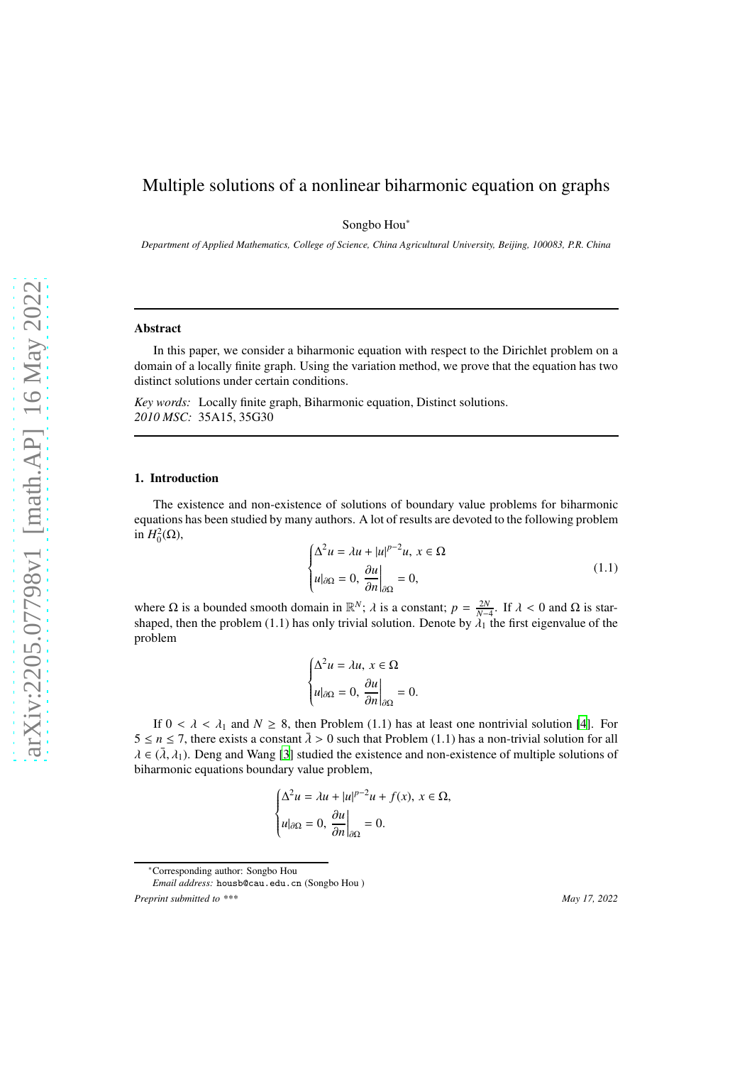# Multiple solutions of a nonlinear biharmonic equation on graphs

Songbo Hou[*]

*Department of Applied Mathematics, College of Science, China Agricultural University, Beijing, 100083, P.R. China*

---

**Abstract**

In this paper, we consider a biharmonic equation with respect to the Dirichlet problem on a domain of a locally finite graph. Using the variation method, we prove that the equation has two distinct solutions under certain conditions.

*Key words:* Locally finite graph, Biharmonic equation, Distinct solutions.
*2010 MSC:* 35A15, 35G30

---

## 1. Introduction

The existence and non-existence of solutions of boundary value problems for biharmonic equations has been studied by many authors. A lot of results are devoted to the following problem in $H_0^2(\Omega)$,

$$
\begin{cases}
\Delta^2 u = \lambda u + |u|^{p-2}u, \ x \in \Omega \\
u|_{\partial\Omega} = 0, \ \dfrac{\partial u}{\partial n}\Big|_{\partial\Omega} = 0,
\end{cases}
\tag{1.1}
$$

where $\Omega$ is a bounded smooth domain in $\mathbb{R}^N$; $\lambda$ is a constant; $p = \frac{2N}{N-4}$. If $\lambda < 0$ and $\Omega$ is star-shaped, then the problem (1.1) has only trivial solution. Denote by $\lambda_1$ the first eigenvalue of the problem

$$
\begin{cases}
\Delta^2 u = \lambda u, \ x \in \Omega \\
u|_{\partial\Omega} = 0, \ \dfrac{\partial u}{\partial n}\Big|_{\partial\Omega} = 0.
\end{cases}
$$

If $0 < \lambda < \lambda_1$ and $N \geq 8$, then Problem (1.1) has at least one nontrivial solution [4]. For $5 \leq n \leq 7$, there exists a constant $\bar{\lambda} > 0$ such that Problem (1.1) has a non-trivial solution for all $\lambda \in (\bar{\lambda}, \lambda_1)$. Deng and Wang [3] studied the existence and non-existence of multiple solutions of biharmonic equations boundary value problem,

$$
\begin{cases}
\Delta^2 u = \lambda u + |u|^{p-2}u + f(x), \ x \in \Omega, \\
u|_{\partial\Omega} = 0, \ \dfrac{\partial u}{\partial n}\Big|_{\partial\Omega} = 0.
\end{cases}
$$

---

[*]Corresponding author: Songbo Hou
*Email address:* housb@cau.edu.cn (Songbo Hou )

*Preprint submitted to \*\*\** May 17, 2022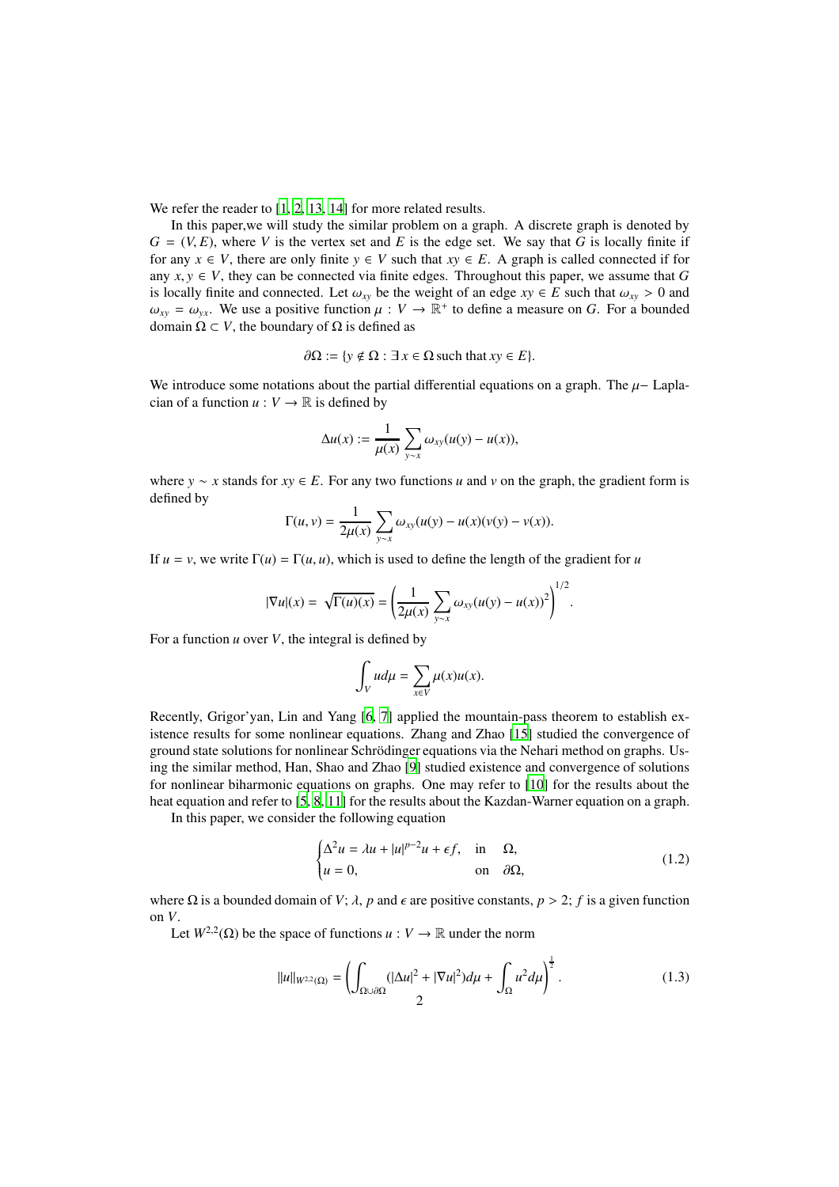We refer the reader to [1, 2, 13, 14] for more related results.

In this paper,we will study the similar problem on a graph. A discrete graph is denoted by $G = (V, E)$, where $V$ is the vertex set and $E$ is the edge set. We say that $G$ is locally finite if for any $x \in V$, there are only finite $y \in V$ such that $xy \in E$. A graph is called connected if for any $x, y \in V$, they can be connected via finite edges. Throughout this paper, we assume that $G$ is locally finite and connected. Let $\omega_{xy}$ be the weight of an edge $xy \in E$ such that $\omega_{xy} > 0$ and $\omega_{xy} = \omega_{yx}$. We use a positive function $\mu : V \to \mathbb{R}^+$ to define a measure on $G$. For a bounded domain $\Omega \subset V$, the boundary of $\Omega$ is defined as

$$\partial\Omega := \{y \notin \Omega : \exists\, x \in \Omega \,\text{such that}\, xy \in E\}.$$

We introduce some notations about the partial differential equations on a graph. The $\mu-$ Laplacian of a function $u : V \to \mathbb{R}$ is defined by

$$\Delta u(x) := \frac{1}{\mu(x)} \sum_{y\sim x} \omega_{xy}(u(y) - u(x)),$$

where $y \sim x$ stands for $xy \in E$. For any two functions $u$ and $v$ on the graph, the gradient form is defined by

$$\Gamma(u, v) = \frac{1}{2\mu(x)} \sum_{y\sim x} \omega_{xy}(u(y) - u(x)(v(y) - v(x)).$$

If $u = v$, we write $\Gamma(u) = \Gamma(u, u)$, which is used to define the length of the gradient for $u$

$$|\nabla u|(x) = \sqrt{\Gamma(u)(x)} = \left(\frac{1}{2\mu(x)} \sum_{y\sim x} \omega_{xy}(u(y) - u(x))^2\right)^{1/2}.$$

For a function $u$ over $V$, the integral is defined by

$$\int_V u d\mu = \sum_{x\in V} \mu(x)u(x).$$

Recently, Grigor'yan, Lin and Yang [6, 7] applied the mountain-pass theorem to establish existence results for some nonlinear equations. Zhang and Zhao [15] studied the convergence of ground state solutions for nonlinear Schrödinger equations via the Nehari method on graphs. Using the similar method, Han, Shao and Zhao [9] studied existence and convergence of solutions for nonlinear biharmonic equations on graphs. One may refer to [10] for the results about the heat equation and refer to [5, 8, 11] for the results about the Kazdan-Warner equation on a graph.

In this paper, we consider the following equation

$$\begin{cases} \Delta^2 u = \lambda u + |u|^{p-2}u + \epsilon f, & \text{in} \quad \Omega, \\ u = 0, & \text{on} \quad \partial\Omega, \end{cases} \tag{1.2}$$

where $\Omega$ is a bounded domain of $V$; $\lambda$, $p$ and $\epsilon$ are positive constants, $p > 2$; $f$ is a given function on $V$.

Let $W^{2,2}(\Omega)$ be the space of functions $u : V \to \mathbb{R}$ under the norm

$$\|u\|_{W^{2,2}(\Omega)} = \left(\int_{\Omega\cup\partial\Omega} (|\Delta u|^2 + |\nabla u|^2) d\mu + \int_\Omega u^2 d\mu\right)^{\frac{1}{2}}. \tag{1.3}$$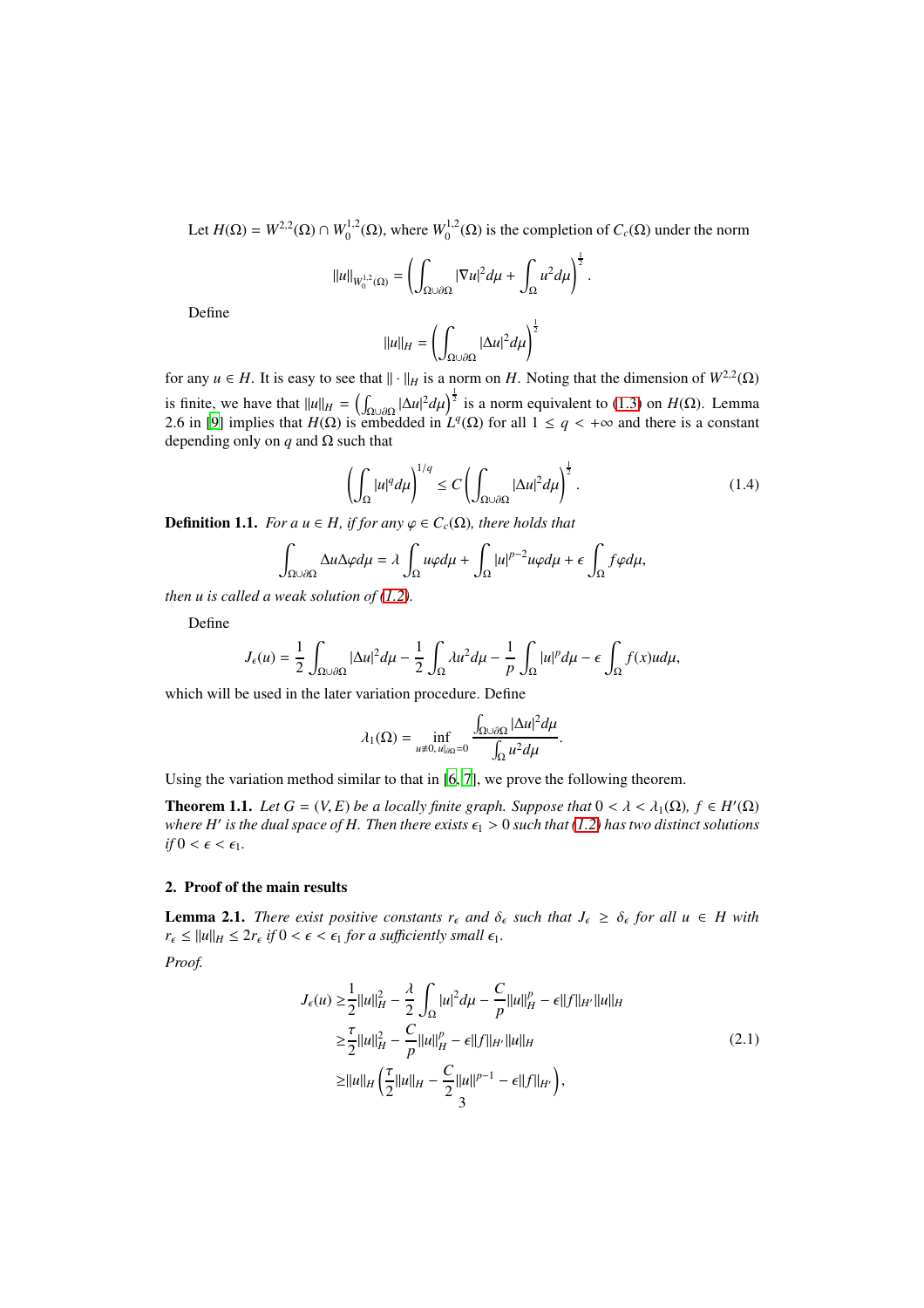Let $H(\Omega) = W^{2,2}(\Omega) \cap W_0^{1,2}(\Omega)$, where $W_0^{1,2}(\Omega)$ is the completion of $C_c(\Omega)$ under the norm

$$\|u\|_{W_0^{1,2}(\Omega)} = \left( \int_{\Omega \cup \partial\Omega} |\nabla u|^2 d\mu + \int_\Omega u^2 d\mu \right)^{\frac{1}{2}}.$$

Define

$$\|u\|_H = \left( \int_{\Omega \cup \partial\Omega} |\Delta u|^2 d\mu \right)^{\frac{1}{2}}$$

for any $u \in H$. It is easy to see that $\| \cdot \|_H$ is a norm on $H$. Noting that the dimension of $W^{2,2}(\Omega)$ is finite, we have that $\|u\|_H = \left( \int_{\Omega \cup \partial\Omega} |\Delta u|^2 d\mu \right)^{\frac{1}{2}}$ is a norm equivalent to (1.3) on $H(\Omega)$. Lemma 2.6 in [9] implies that $H(\Omega)$ is embedded in $L^q(\Omega)$ for all $1 \leq q < +\infty$ and there is a constant depending only on $q$ and $\Omega$ such that

$$\left( \int_\Omega |u|^q d\mu \right)^{1/q} \leq C \left( \int_{\Omega \cup \partial\Omega} |\Delta u|^2 d\mu \right)^{\frac{1}{2}}. \tag{1.4}$$

**Definition 1.1.** *For a $u \in H$, if for any $\varphi \in C_c(\Omega)$, there holds that*

$$\int_{\Omega \cup \partial\Omega} \Delta u \Delta \varphi d\mu = \lambda \int_\Omega u \varphi d\mu + \int_\Omega |u|^{p-2} u \varphi d\mu + \epsilon \int_\Omega f \varphi d\mu,$$

*then $u$ is called a weak solution of (1.2).*

Define

$$J_\epsilon(u) = \frac{1}{2} \int_{\Omega \cup \partial\Omega} |\Delta u|^2 d\mu - \frac{1}{2} \int_\Omega \lambda u^2 d\mu - \frac{1}{p} \int_\Omega |u|^p d\mu - \epsilon \int_\Omega f(x) u d\mu,$$

which will be used in the later variation procedure. Define

$$\lambda_1(\Omega) = \inf_{u \not\equiv 0,\, u|_{\partial\Omega} = 0} \frac{\int_{\Omega \cup \partial\Omega} |\Delta u|^2 d\mu}{\int_\Omega u^2 d\mu}.$$

Using the variation method similar to that in [6, 7], we prove the following theorem.

**Theorem 1.1.** *Let $G = (V, E)$ be a locally finite graph. Suppose that $0 < \lambda < \lambda_1(\Omega)$, $f \in H'(\Omega)$ where $H'$ is the dual space of $H$. Then there exists $\epsilon_1 > 0$ such that (1.2) has two distinct solutions if $0 < \epsilon < \epsilon_1$.*

## 2. Proof of the main results

**Lemma 2.1.** *There exist positive constants $r_\epsilon$ and $\delta_\epsilon$ such that $J_\epsilon \geq \delta_\epsilon$ for all $u \in H$ with $r_\epsilon \leq \|u\|_H \leq 2r_\epsilon$ if $0 < \epsilon < \epsilon_1$ for a sufficiently small $\epsilon_1$.*

*Proof.*

$$\begin{aligned}
J_\epsilon(u) \geq & \frac{1}{2}\|u\|_H^2 - \frac{\lambda}{2} \int_\Omega |u|^2 d\mu - \frac{C}{p}\|u\|_H^p - \epsilon \|f\|_{H'} \|u\|_H \\
\geq & \frac{\tau}{2}\|u\|_H^2 - \frac{C}{p}\|u\|_H^p - \epsilon \|f\|_{H'} \|u\|_H \\
\geq & \|u\|_H \left( \frac{\tau}{2}\|u\|_H - \frac{C}{2}\|u\|^{p-1} - \epsilon \|f\|_{H'} \right),
\end{aligned} \tag{2.1}$$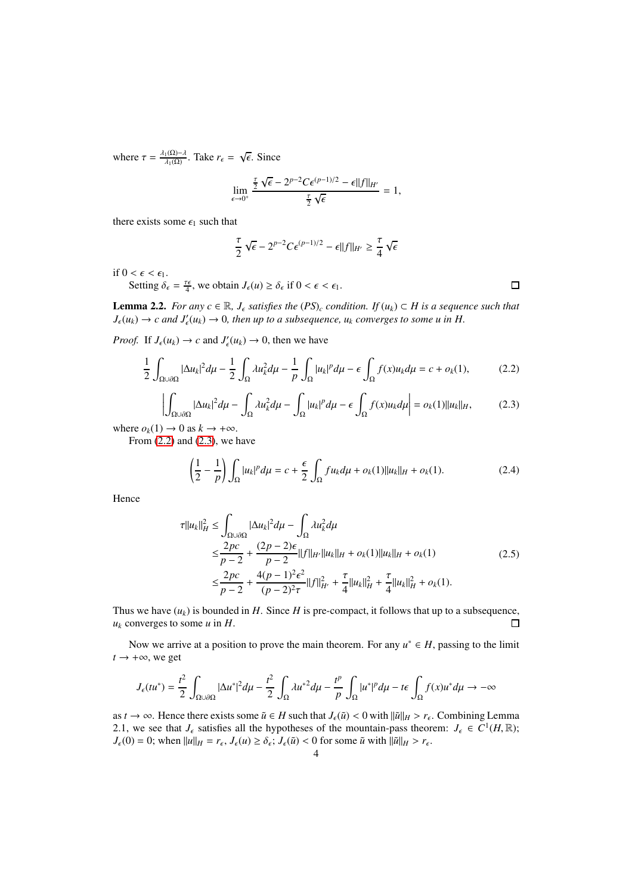where $\tau = \frac{\lambda_1(\Omega)-\lambda}{\lambda_1(\Omega)}$. Take $r_\epsilon = \sqrt{\epsilon}$. Since

$$\lim_{\epsilon\to 0^+} \frac{\frac{\tau}{2}\sqrt{\epsilon} - 2^{p-2}C\epsilon^{(p-1)/2} - \epsilon\|f\|_{H'}}{\frac{\tau}{2}\sqrt{\epsilon}} = 1,$$

there exists some $\epsilon_1$ such that

$$\frac{\tau}{2}\sqrt{\epsilon} - 2^{p-2}C\epsilon^{(p-1)/2} - \epsilon\|f\|_{H'} \geq \frac{\tau}{4}\sqrt{\epsilon}$$

if $0 < \epsilon < \epsilon_1$.

Setting $\delta_\epsilon = \frac{\tau\epsilon}{4}$, we obtain $J_\epsilon(u) \geq \delta_\epsilon$ if $0 < \epsilon < \epsilon_1$. $\square$

**Lemma 2.2.** *For any $c \in \mathbb{R}$, $J_\epsilon$ satisfies the $(PS)_c$ condition. If $(u_k) \subset H$ is a sequence such that $J_\epsilon(u_k) \to c$ and $J'_\epsilon(u_k) \to 0$, then up to a subsequence, $u_k$ converges to some $u$ in $H$.*

*Proof.* If $J_\epsilon(u_k) \to c$ and $J'_\epsilon(u_k) \to 0$, then we have

$$\frac{1}{2}\int_{\Omega\cup\partial\Omega} |\Delta u_k|^2 d\mu - \frac{1}{2}\int_\Omega \lambda u_k^2 d\mu - \frac{1}{p}\int_\Omega |u_k|^p d\mu - \epsilon\int_\Omega f(x)u_k d\mu = c + o_k(1), \tag{2.2}$$

$$\left|\int_{\Omega\cup\partial\Omega} |\Delta u_k|^2 d\mu - \int_\Omega \lambda u_k^2 d\mu - \int_\Omega |u_k|^p d\mu - \epsilon\int_\Omega f(x)u_k d\mu\right| = o_k(1)\|u_k\|_H, \tag{2.3}$$

where $o_k(1) \to 0$ as $k \to +\infty$.

From (2.2) and (2.3), we have

$$\left(\frac{1}{2} - \frac{1}{p}\right)\int_\Omega |u_k|^p d\mu = c + \frac{\epsilon}{2}\int_\Omega f u_k d\mu + o_k(1)\|u_k\|_H + o_k(1). \tag{2.4}$$

Hence

$$\begin{aligned}
\tau\|u_k\|_H^2 \leq & \int_{\Omega\cup\partial\Omega} |\Delta u_k|^2 d\mu - \int_\Omega \lambda u_k^2 d\mu \\
\leq & \frac{2pc}{p-2} + \frac{(2p-2)\epsilon}{p-2}\|f\|_{H'}\|u_k\|_H + o_k(1)\|u_k\|_H + o_k(1) \\
\leq & \frac{2pc}{p-2} + \frac{4(p-1)^2\epsilon^2}{(p-2)^2\tau}\|f\|_{H'}^2 + \frac{\tau}{4}\|u_k\|_H^2 + \frac{\tau}{4}\|u_k\|_H^2 + o_k(1).
\end{aligned} \tag{2.5}$$

Thus we have $(u_k)$ is bounded in $H$. Since $H$ is pre-compact, it follows that up to a subsequence, $u_k$ converges to some $u$ in $H$. $\square$

Now we arrive at a position to prove the main theorem. For any $u^* \in H$, passing to the limit $t \to +\infty$, we get

$$J_\epsilon(tu^*) = \frac{t^2}{2}\int_{\Omega\cup\partial\Omega} |\Delta u^*|^2 d\mu - \frac{t^2}{2}\int_\Omega \lambda u^{*2} d\mu - \frac{t^p}{p}\int_\Omega |u^*|^p d\mu - t\epsilon\int_\Omega f(x)u^* d\mu \to -\infty$$

as $t \to \infty$. Hence there exists some $\tilde{u} \in H$ such that $J_\epsilon(\tilde{u}) < 0$ with $\|\tilde{u}\|_H > r_\epsilon$. Combining Lemma 2.1, we see that $J_\epsilon$ satisfies all the hypotheses of the mountain-pass theorem: $J_\epsilon \in C^1(H, \mathbb{R})$; $J_\epsilon(0) = 0$; when $\|u\|_H = r_\epsilon$, $J_\epsilon(u) \geq \delta_\epsilon$; $J_\epsilon(\tilde{u}) < 0$ for some $\tilde{u}$ with $\|\tilde{u}\|_H > r_\epsilon$.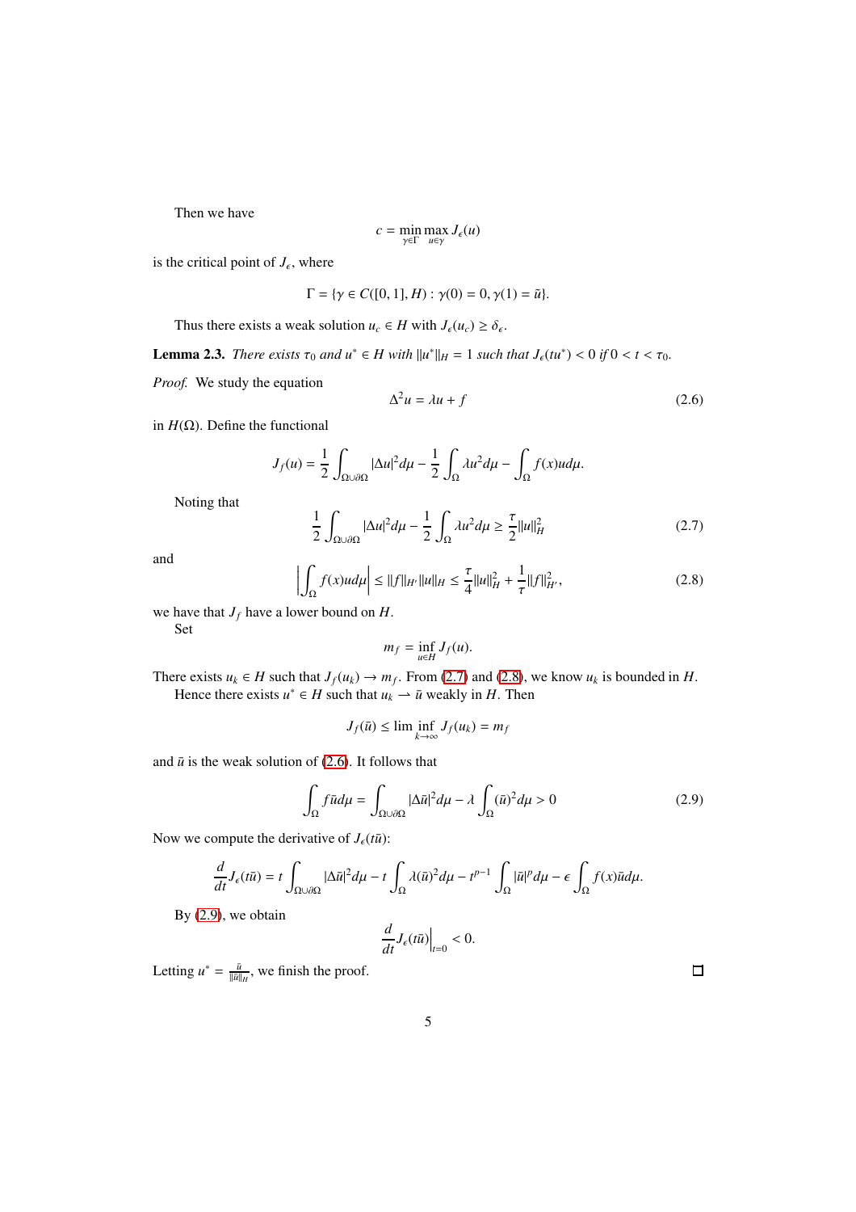Then we have

$$c = \min_{\gamma \in \Gamma} \max_{u \in \gamma} J_\epsilon(u)$$

is the critical point of $J_\epsilon$, where

$$\Gamma = \{\gamma \in C([0,1], H) : \gamma(0) = 0, \gamma(1) = \tilde{u}\}.$$

Thus there exists a weak solution $u_c \in H$ with $J_\epsilon(u_c) \geq \delta_\epsilon$.

**Lemma 2.3.** *There exists $\tau_0$ and $u^* \in H$ with $\|u^*\|_H = 1$ such that $J_\epsilon(tu^*) < 0$ if $0 < t < \tau_0$.*

*Proof.* We study the equation

$$\Delta^2 u = \lambda u + f \tag{2.6}$$

in $H(\Omega)$. Define the functional

$$J_f(u) = \frac{1}{2}\int_{\Omega \cup \partial\Omega} |\Delta u|^2 d\mu - \frac{1}{2}\int_\Omega \lambda u^2 d\mu - \int_\Omega f(x) u d\mu.$$

Noting that

$$\frac{1}{2}\int_{\Omega \cup \partial\Omega} |\Delta u|^2 d\mu - \frac{1}{2}\int_\Omega \lambda u^2 d\mu \geq \frac{\tau}{2}\|u\|_H^2 \tag{2.7}$$

and

$$\left| \int_\Omega f(x) u d\mu \right| \leq \|f\|_{H'} \|u\|_H \leq \frac{\tau}{4}\|u\|_H^2 + \frac{1}{\tau}\|f\|_{H'}^2, \tag{2.8}$$

we have that $J_f$ have a lower bound on $H$.

Set

$$m_f = \inf_{u \in H} J_f(u).$$

There exists $u_k \in H$ such that $J_f(u_k) \to m_f$. From (2.7) and (2.8), we know $u_k$ is bounded in $H$.

Hence there exists $u^* \in H$ such that $u_k \rightharpoonup \bar{u}$ weakly in $H$. Then

$$J_f(\bar{u}) \leq \liminf_{k \to \infty} J_f(u_k) = m_f$$

and $\bar{u}$ is the weak solution of (2.6). It follows that

$$\int_\Omega f \bar{u} d\mu = \int_{\Omega \cup \partial\Omega} |\Delta \bar{u}|^2 d\mu - \lambda \int_\Omega (\bar{u})^2 d\mu > 0 \tag{2.9}$$

Now we compute the derivative of $J_\epsilon(t\bar{u})$:

$$\frac{d}{dt} J_\epsilon(t\bar{u}) = t\int_{\Omega \cup \partial\Omega} |\Delta \bar{u}|^2 d\mu - t\int_\Omega \lambda(\bar{u})^2 d\mu - t^{p-1}\int_\Omega |\bar{u}|^p d\mu - \epsilon \int_\Omega f(x)\bar{u} d\mu.$$

By (2.9), we obtain

$$\left. \frac{d}{dt} J_\epsilon(t\bar{u}) \right|_{t=0} < 0.$$

Letting $u^* = \frac{\bar{u}}{\|\bar{u}\|_H}$, we finish the proof. $\square$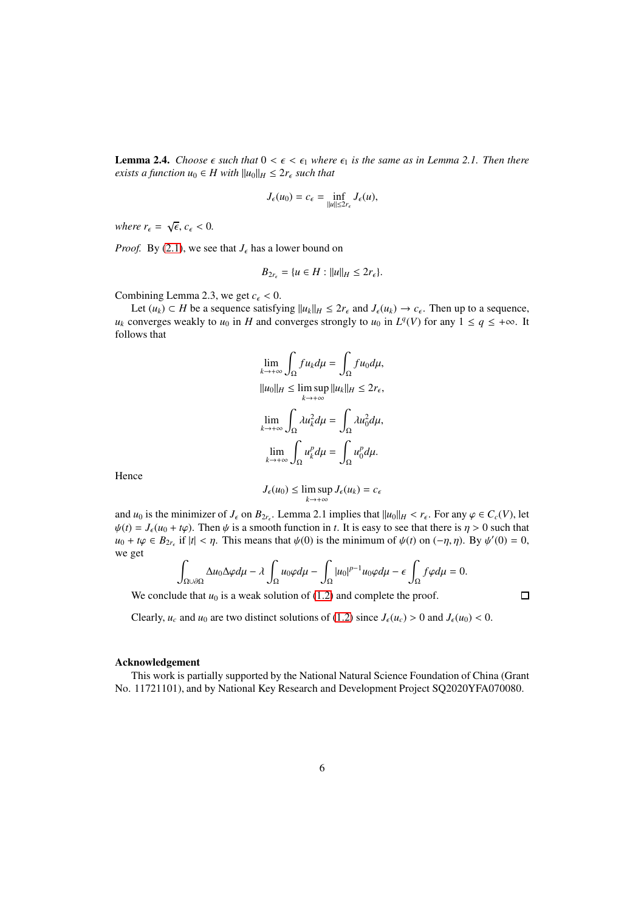**Lemma 2.4.** *Choose $\epsilon$ such that $0 < \epsilon < \epsilon_1$ where $\epsilon_1$ is the same as in Lemma 2.1. Then there exists a function $u_0 \in H$ with $\|u_0\|_H \leq 2r_\epsilon$ such that*

$$J_\epsilon(u_0) = c_\epsilon = \inf_{\|u\| \leq 2r_\epsilon} J_\epsilon(u),$$

*where $r_\epsilon = \sqrt{\epsilon}$, $c_\epsilon < 0$.*

*Proof.* By (2.1), we see that $J_\epsilon$ has a lower bound on

$$B_{2r_\epsilon} = \{u \in H : \|u\|_H \leq 2r_\epsilon\}.$$

Combining Lemma 2.3, we get $c_\epsilon < 0$.

Let $(u_k) \subset H$ be a sequence satisfying $\|u_k\|_H \leq 2r_\epsilon$ and $J_\epsilon(u_k) \to c_\epsilon$. Then up to a sequence, $u_k$ converges weakly to $u_0$ in $H$ and converges strongly to $u_0$ in $L^q(V)$ for any $1 \leq q \leq +\infty$. It follows that

$$\lim_{k\to+\infty} \int_\Omega f u_k d\mu = \int_\Omega f u_0 d\mu,$$
$$\|u_0\|_H \leq \limsup_{k\to+\infty} \|u_k\|_H \leq 2r_\epsilon,$$
$$\lim_{k\to+\infty} \int_\Omega \lambda u_k^2 d\mu = \int_\Omega \lambda u_0^2 d\mu,$$
$$\lim_{k\to+\infty} \int_\Omega u_k^p d\mu = \int_\Omega u_0^p d\mu.$$

Hence

$$J_\epsilon(u_0) \leq \limsup_{k\to+\infty} J_\epsilon(u_k) = c_\epsilon$$

and $u_0$ is the minimizer of $J_\epsilon$ on $B_{2r_\epsilon}$. Lemma 2.1 implies that $\|u_0\|_H < r_\epsilon$. For any $\varphi \in C_c(V)$, let $\psi(t) = J_\epsilon(u_0 + t\varphi)$. Then $\psi$ is a smooth function in $t$. It is easy to see that there is $\eta > 0$ such that $u_0 + t\varphi \in B_{2r_\epsilon}$ if $|t| < \eta$. This means that $\psi(0)$ is the minimum of $\psi(t)$ on $(-\eta, \eta)$. By $\psi'(0) = 0$, we get

$$\int_{\Omega\cup\partial\Omega} \Delta u_0 \Delta\varphi d\mu - \lambda \int_\Omega u_0 \varphi d\mu - \int_\Omega |u_0|^{p-1} u_0 \varphi d\mu - \epsilon \int_\Omega f\varphi d\mu = 0.$$

We conclude that $u_0$ is a weak solution of (1.2) and complete the proof. $\square$

Clearly, $u_c$ and $u_0$ are two distinct solutions of (1.2) since $J_\epsilon(u_c) > 0$ and $J_\epsilon(u_0) < 0$.

**Acknowledgement**

This work is partially supported by the National Natural Science Foundation of China (Grant No. 11721101), and by National Key Research and Development Project SQ2020YFA070080.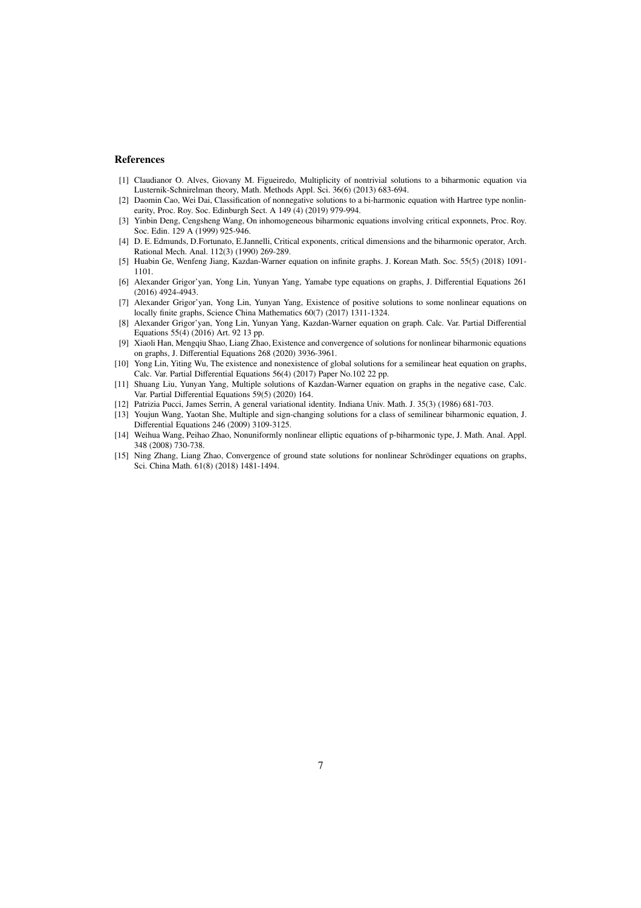## References

[1] Claudianor O. Alves, Giovany M. Figueiredo, Multiplicity of nontrivial solutions to a biharmonic equation via Lusternik-Schnirelman theory, Math. Methods Appl. Sci. 36(6) (2013) 683-694.

[2] Daomin Cao, Wei Dai, Classification of nonnegative solutions to a bi-harmonic equation with Hartree type nonlinearity, Proc. Roy. Soc. Edinburgh Sect. A 149 (4) (2019) 979-994.

[3] Yinbin Deng, Cengsheng Wang, On inhomogeneous biharmonic equations involving critical exponnets, Proc. Roy. Soc. Edin. 129 A (1999) 925-946.

[4] D. E. Edmunds, D.Fortunato, E.Jannelli, Critical exponents, critical dimensions and the biharmonic operator, Arch. Rational Mech. Anal. 112(3) (1990) 269-289.

[5] Huabin Ge, Wenfeng Jiang, Kazdan-Warner equation on infinite graphs. J. Korean Math. Soc. 55(5) (2018) 1091-1101.

[6] Alexander Grigor'yan, Yong Lin, Yunyan Yang, Yamabe type equations on graphs, J. Differential Equations 261 (2016) 4924-4943.

[7] Alexander Grigor'yan, Yong Lin, Yunyan Yang, Existence of positive solutions to some nonlinear equations on locally finite graphs, Science China Mathematics 60(7) (2017) 1311-1324.

[8] Alexander Grigor'yan, Yong Lin, Yunyan Yang, Kazdan-Warner equation on graph. Calc. Var. Partial Differential Equations 55(4) (2016) Art. 92 13 pp.

[9] Xiaoli Han, Mengqiu Shao, Liang Zhao, Existence and convergence of solutions for nonlinear biharmonic equations on graphs, J. Differential Equations 268 (2020) 3936-3961.

[10] Yong Lin, Yiting Wu, The existence and nonexistence of global solutions for a semilinear heat equation on graphs, Calc. Var. Partial Differential Equations 56(4) (2017) Paper No.102 22 pp.

[11] Shuang Liu, Yunyan Yang, Multiple solutions of Kazdan-Warner equation on graphs in the negative case, Calc. Var. Partial Differential Equations 59(5) (2020) 164.

[12] Patrizia Pucci, James Serrin, A general variational identity. Indiana Univ. Math. J. 35(3) (1986) 681-703.

[13] Youjun Wang, Yaotan She, Multiple and sign-changing solutions for a class of semilinear biharmonic equation, J. Differential Equations 246 (2009) 3109-3125.

[14] Weihua Wang, Peihao Zhao, Nonuniformly nonlinear elliptic equations of p-biharmonic type, J. Math. Anal. Appl. 348 (2008) 730-738.

[15] Ning Zhang, Liang Zhao, Convergence of ground state solutions for nonlinear Schrödinger equations on graphs, Sci. China Math. 61(8) (2018) 1481-1494.